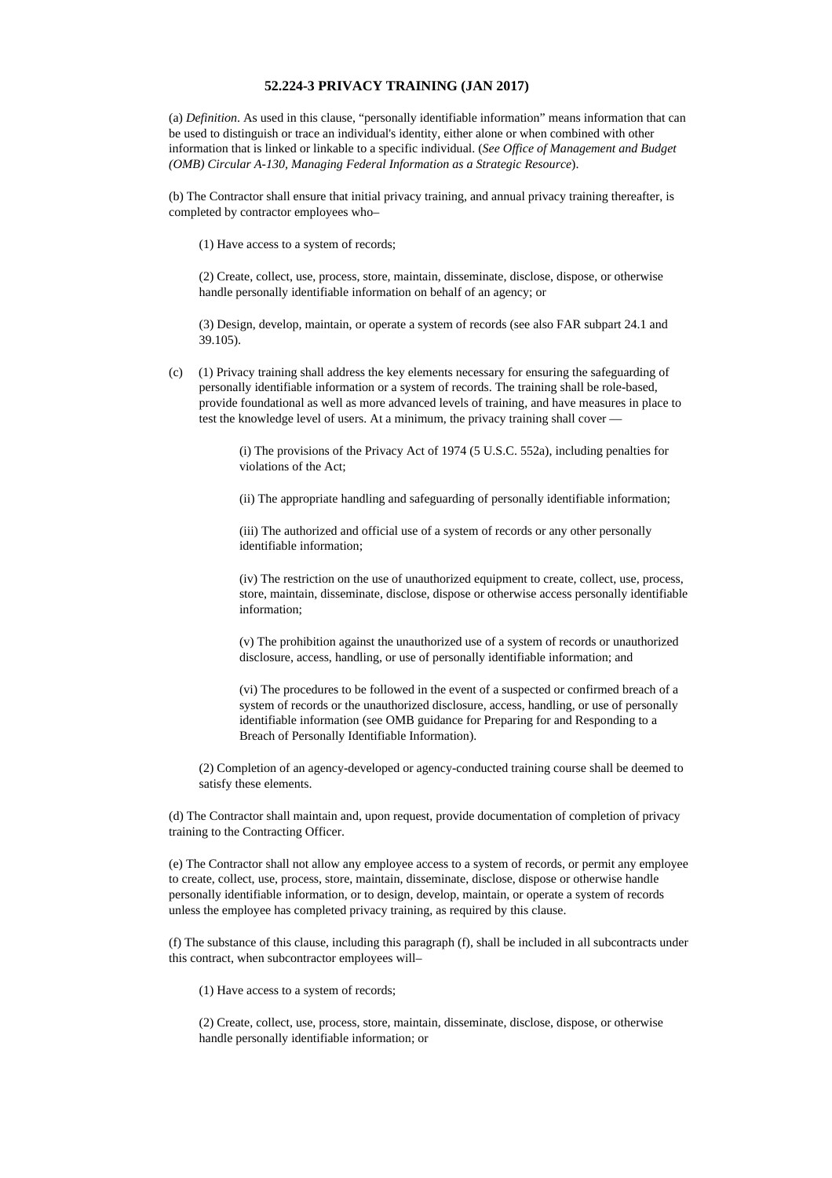### 52.224-3 PRIVACY TRAINING (JAN 2017)

(a) *Definition*. As used in this clause, "personally identifiable information" means information that can be used to distinguish or trace an individual's identity, either alone or when combined with other information that is linked or linkable to a specific individual. (*See Office of Management and Budget (OMB) Circular A-130, Managing Federal Information as a Strategic Resource*).

(b) The Contractor shall ensure that initial privacy training, and annual privacy training thereafter, is completed by contractor employees who–

(1) Have access to a system of records;

(2) Create, collect, use, process, store, maintain, disseminate, disclose, dispose, or otherwise handle personally identifiable information on behalf of an agency; or

(3) Design, develop, maintain, or operate a system of records (see also FAR subpart 24.1 and 39.105).

(c) (1) Privacy training shall address the key elements necessary for ensuring the safeguarding of personally identifiable information or a system of records. The training shall be role-based, provide foundational as well as more advanced levels of training, and have measures in place to test the knowledge level of users. At a minimum, the privacy training shall cover —

(i) The provisions of the Privacy Act of 1974 (5 U.S.C. 552a), including penalties for violations of the Act;

(ii) The appropriate handling and safeguarding of personally identifiable information;

(iii) The authorized and official use of a system of records or any other personally identifiable information;

(iv) The restriction on the use of unauthorized equipment to create, collect, use, process, store, maintain, disseminate, disclose, dispose or otherwise access personally identifiable information;

(v) The prohibition against the unauthorized use of a system of records or unauthorized disclosure, access, handling, or use of personally identifiable information; and

(vi) The procedures to be followed in the event of a suspected or confirmed breach of a system of records or the unauthorized disclosure, access, handling, or use of personally identifiable information (see OMB guidance for Preparing for and Responding to a Breach of Personally Identifiable Information).

(2) Completion of an agency-developed or agency-conducted training course shall be deemed to satisfy these elements.

(d) The Contractor shall maintain and, upon request, provide documentation of completion of privacy training to the Contracting Officer.

(e) The Contractor shall not allow any employee access to a system of records, or permit any employee to create, collect, use, process, store, maintain, disseminate, disclose, dispose or otherwise handle personally identifiable information, or to design, develop, maintain, or operate a system of records unless the employee has completed privacy training, as required by this clause.

(f) The substance of this clause, including this paragraph (f), shall be included in all subcontracts under this contract, when subcontractor employees will–

(1) Have access to a system of records;

(2) Create, collect, use, process, store, maintain, disseminate, disclose, dispose, or otherwise handle personally identifiable information; or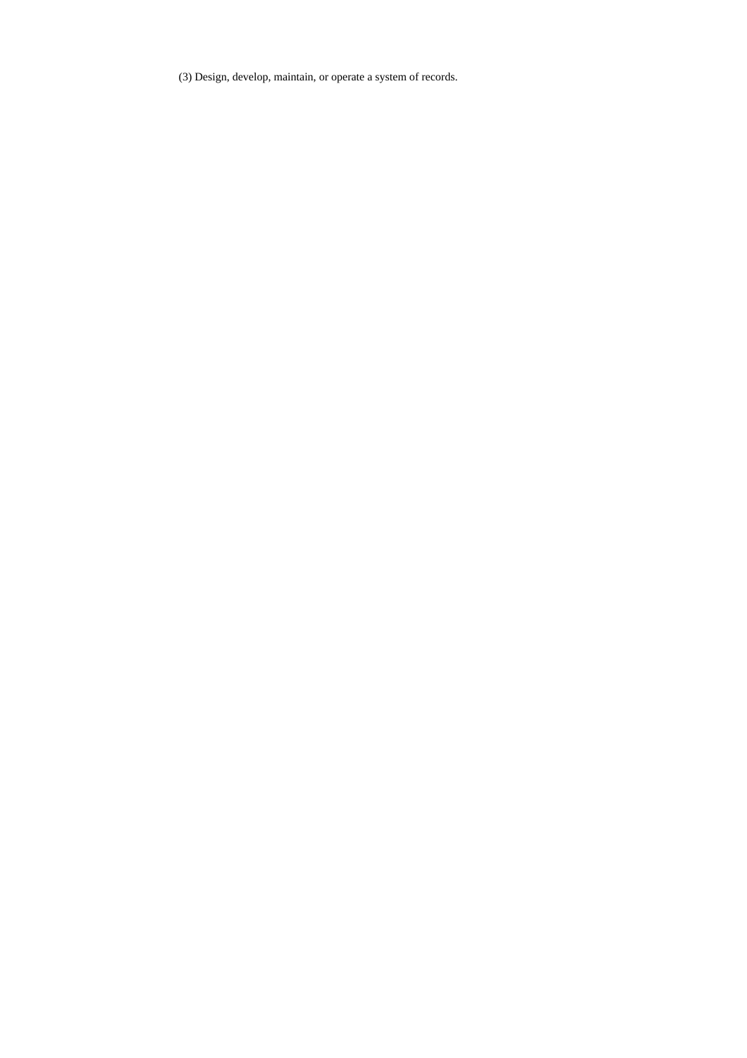(3) Design, develop, maintain, or operate a system of records.